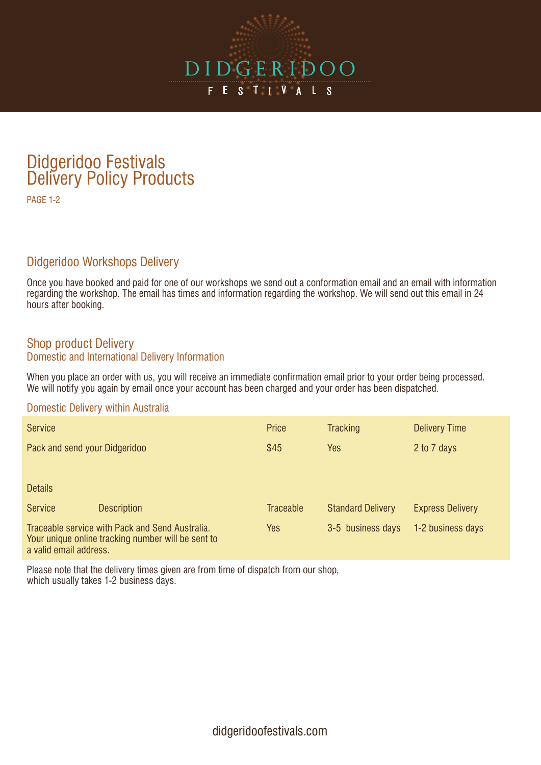# Didgeridoo Festivals
# Delivery Policy Products

PAGE 1-2

## Didgeridoo Workshops Delivery

Once you have booked and paid for one of our workshops we send out a conformation email and an email with information regarding the workshop. The email has times and information regarding the workshop. We will send out this email in 24 hours after booking.

## Shop product Delivery

### Domestic and International Delivery Information

When you place an order with us, you will receive an immediate confirmation email prior to your order being processed. We will notify you again by email once your account has been charged and your order has been dispatched.

### Domestic Delivery within Australia

| Service | Price | Tracking | Delivery Time |
|---|---|---|---|
| Pack and send your Didgeridoo | $45 | Yes | 2 to 7 days |

Details

| Service / Description | Traceable | Standard Delivery | Express Delivery |
|---|---|---|---|
| Traceable service with Pack and Send Australia. Your unique online tracking number will be sent to a valid email address. | Yes | 3-5 business days | 1-2 business days |

Please note that the delivery times given are from time of dispatch from our shop, which usually takes 1-2 business days.

didgeridoofestivals.com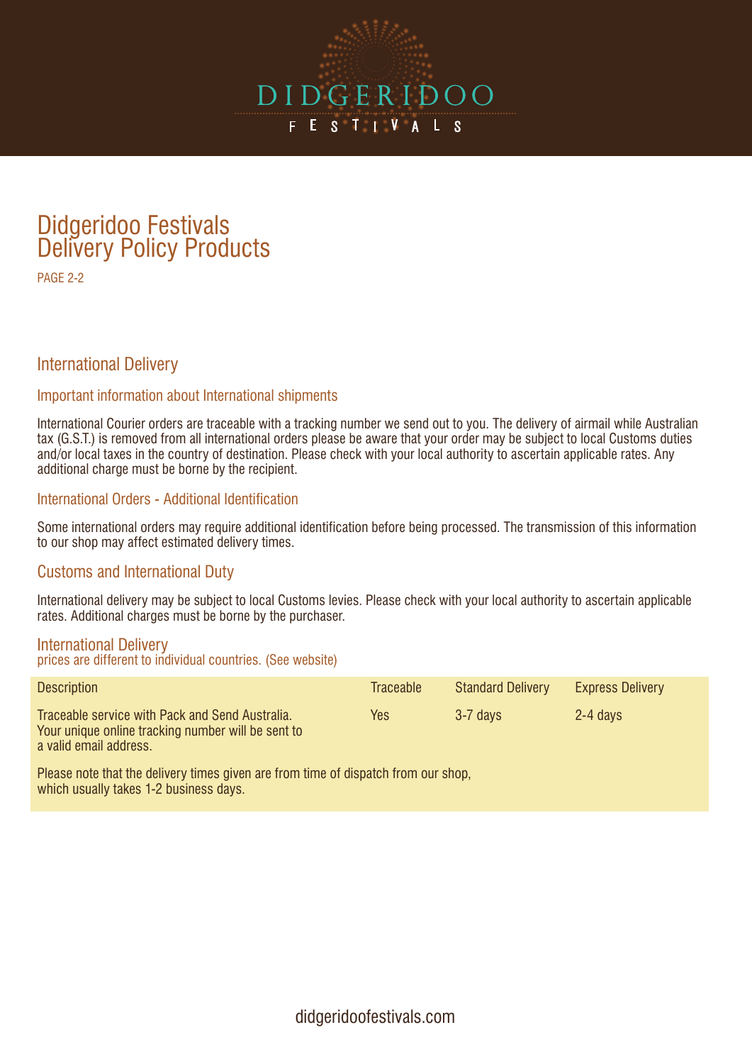# Didgeridoo Festivals Delivery Policy Products

PAGE 2-2

## International Delivery

### Important information about International shipments

International Courier orders are traceable with a tracking number we send out to you. The delivery of airmail while Australian tax (G.S.T.) is removed from all international orders please be aware that your order may be subject to local Customs duties and/or local taxes in the country of destination. Please check with your local authority to ascertain applicable rates. Any additional charge must be borne by the recipient.

### International Orders - Additional Identification

Some international orders may require additional identification before being processed. The transmission of this information to our shop may affect estimated delivery times.

### Customs and International Duty

International delivery may be subject to local Customs levies. Please check with your local authority to ascertain applicable rates. Additional charges must be borne by the purchaser.

### International Delivery

prices are different to individual countries. (See website)

| Description | Traceable | Standard Delivery | Express Delivery |
|---|---|---|---|
| Traceable service with Pack and Send Australia. Your unique online tracking number will be sent to a valid email address. | Yes | 3-7 days | 2-4 days |

Please note that the delivery times given are from time of dispatch from our shop, which usually takes 1-2 business days.

didgeridoofestivals.com